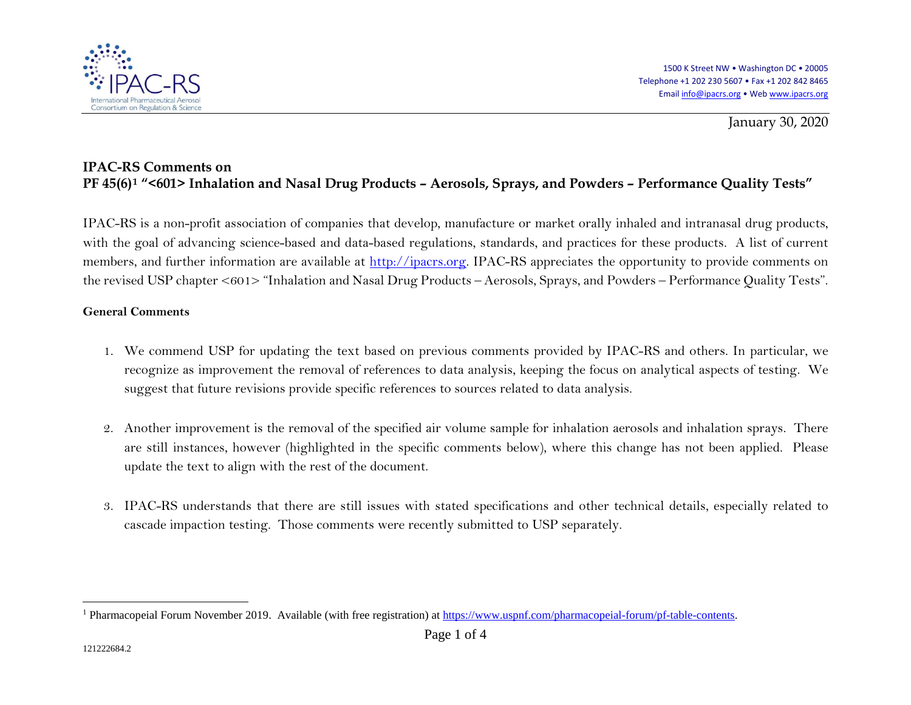IPAC-RS

International Pharmaceutical Aerosol Consortium on Regulation & Science

1500 K Street NW • Washington DC • 20005
Telephone +1 202 230 5607 • Fax +1 202 842 8465
Email info@ipacrs.org • Web www.ipacrs.org

January 30, 2020

# IPAC-RS Comments on PF 45(6)[1] "<601> Inhalation and Nasal Drug Products – Aerosols, Sprays, and Powders – Performance Quality Tests"

IPAC-RS is a non-profit association of companies that develop, manufacture or market orally inhaled and intranasal drug products, with the goal of advancing science-based and data-based regulations, standards, and practices for these products. A list of current members, and further information are available at http://ipacrs.org. IPAC-RS appreciates the opportunity to provide comments on the revised USP chapter <601> "Inhalation and Nasal Drug Products – Aerosols, Sprays, and Powders – Performance Quality Tests".

## General Comments

1. We commend USP for updating the text based on previous comments provided by IPAC-RS and others. In particular, we recognize as improvement the removal of references to data analysis, keeping the focus on analytical aspects of testing. We suggest that future revisions provide specific references to sources related to data analysis.

2. Another improvement is the removal of the specified air volume sample for inhalation aerosols and inhalation sprays. There are still instances, however (highlighted in the specific comments below), where this change has not been applied. Please update the text to align with the rest of the document.

3. IPAC-RS understands that there are still issues with stated specifications and other technical details, especially related to cascade impaction testing. Those comments were recently submitted to USP separately.

[1] Pharmacopeial Forum November 2019. Available (with free registration) at https://www.uspnf.com/pharmacopeial-forum/pf-table-contents.

121222684.2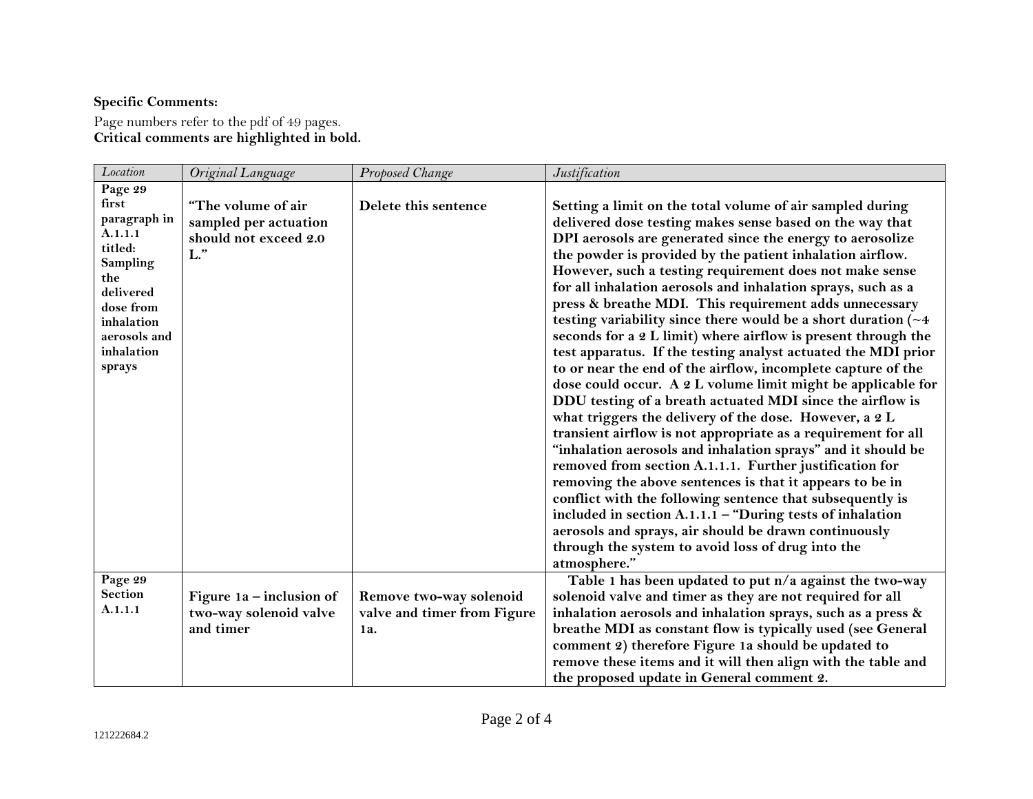**Specific Comments:**

Page numbers refer to the pdf of 49 pages.
**Critical comments are highlighted in bold.**

| *Location* | *Original Language* | *Proposed Change* | *Justification* |
|---|---|---|---|
| **Page 29 first paragraph in A.1.1.1 titled: Sampling the delivered dose from inhalation aerosols and inhalation sprays** | **"The volume of air sampled per actuation should not exceed 2.0 L."** | **Delete this sentence** | **Setting a limit on the total volume of air sampled during delivered dose testing makes sense based on the way that DPI aerosols are generated since the energy to aerosolize the powder is provided by the patient inhalation airflow. However, such a testing requirement does not make sense for all inhalation aerosols and inhalation sprays, such as a press & breathe MDI. This requirement adds unnecessary testing variability since there would be a short duration (~4 seconds for a 2 L limit) where airflow is present through the test apparatus. If the testing analyst actuated the MDI prior to or near the end of the airflow, incomplete capture of the dose could occur. A 2 L volume limit might be applicable for DDU testing of a breath actuated MDI since the airflow is what triggers the delivery of the dose. However, a 2 L transient airflow is not appropriate as a requirement for all "inhalation aerosols and inhalation sprays" and it should be removed from section A.1.1.1. Further justification for removing the above sentences is that it appears to be in conflict with the following sentence that subsequently is included in section A.1.1.1 – "During tests of inhalation aerosols and sprays, air should be drawn continuously through the system to avoid loss of drug into the atmosphere."** |
| **Page 29 Section A.1.1.1** | **Figure 1a – inclusion of two-way solenoid valve and timer** | **Remove two-way solenoid valve and timer from Figure 1a.** | **Table 1 has been updated to put n/a against the two-way solenoid valve and timer as they are not required for all inhalation aerosols and inhalation sprays, such as a press & breathe MDI as constant flow is typically used (see General comment 2) therefore Figure 1a should be updated to remove these items and it will then align with the table and the proposed update in General comment 2.** |

121222684.2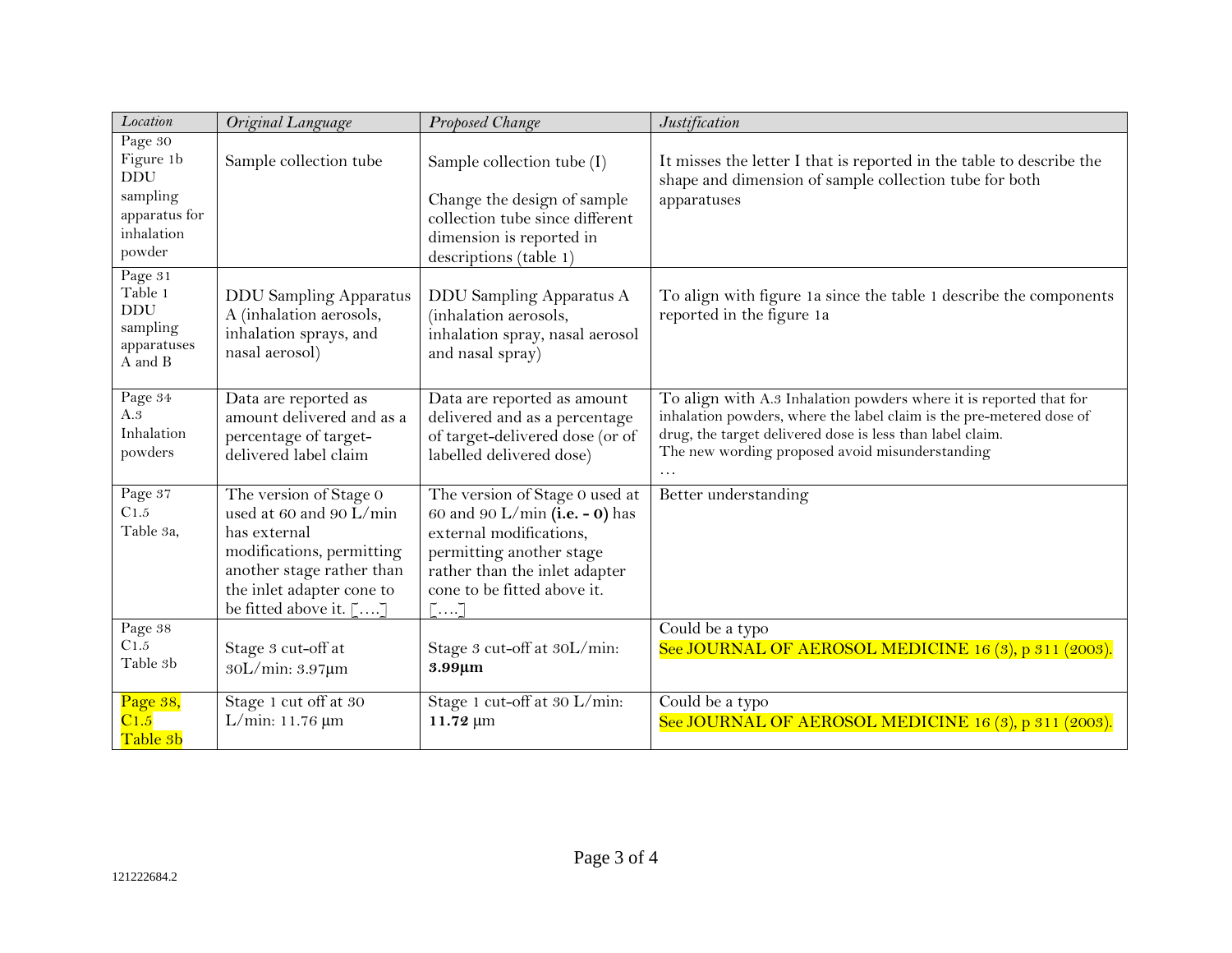| *Location* | *Original Language* | *Proposed Change* | *Justification* |
|---|---|---|---|
| Page 30 Figure 1b DDU sampling apparatus for inhalation powder | Sample collection tube | Sample collection tube (I)<br><br>Change the design of sample collection tube since different dimension is reported in descriptions (table 1) | It misses the letter I that is reported in the table to describe the shape and dimension of sample collection tube for both apparatuses |
| Page 31 Table 1 DDU sampling apparatuses A and B | DDU Sampling Apparatus A (inhalation aerosols, inhalation sprays, and nasal aerosol) | DDU Sampling Apparatus A (inhalation aerosols, inhalation spray, nasal aerosol and nasal spray) | To align with figure 1a since the table 1 describe the components reported in the figure 1a |
| Page 34 A.3 Inhalation powders | Data are reported as amount delivered and as a percentage of target-delivered label claim | Data are reported as amount delivered and as a percentage of target-delivered dose (or of labelled delivered dose) | To align with A.3 Inhalation powders where it is reported that for inhalation powders, where the label claim is the pre-metered dose of drug, the target delivered dose is less than label claim.<br>The new wording proposed avoid misunderstanding<br>… |
| Page 37 C1.5 Table 3a, | The version of Stage 0 used at 60 and 90 L/min has external modifications, permitting another stage rather than the inlet adapter cone to be fitted above it. [….] | The version of Stage 0 used at 60 and 90 L/min **(i.e. - 0)** has external modifications, permitting another stage rather than the inlet adapter cone to be fitted above it. [….] | Better understanding |
| Page 38 C1.5 Table 3b | Stage 3 cut-off at 30L/min: 3.97µm | Stage 3 cut-off at 30L/min: **3.99µm** | Could be a typo<br>See JOURNAL OF AEROSOL MEDICINE 16 (3), p 311 (2003). |
| Page 38, C1.5 Table 3b | Stage 1 cut off at 30 L/min: 11.76 µm | Stage 1 cut-off at 30 L/min: **11.72** µm | Could be a typo<br>See JOURNAL OF AEROSOL MEDICINE 16 (3), p 311 (2003). |

121222684.2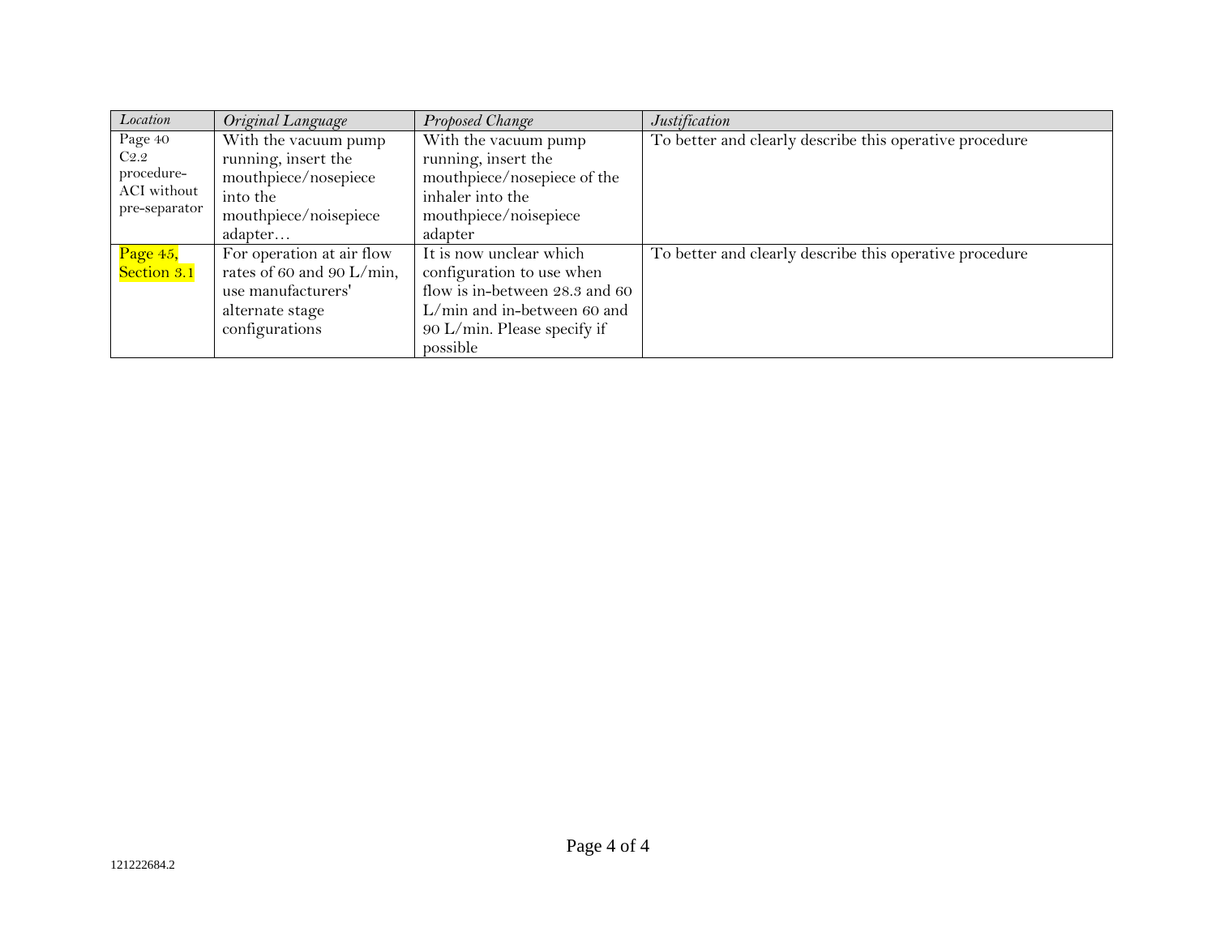| *Location* | *Original Language* | *Proposed Change* | *Justification* |
| --- | --- | --- | --- |
| Page 40 C2.2 procedure-ACI without pre-separator | With the vacuum pump running, insert the mouthpiece/nosepiece into the mouthpiece/noisepiece adapter… | With the vacuum pump running, insert the mouthpiece/nosepiece of the inhaler into the mouthpiece/noisepiece adapter | To better and clearly describe this operative procedure |
| Page 45, Section 3.1 | For operation at air flow rates of 60 and 90 L/min, use manufacturers' alternate stage configurations | It is now unclear which configuration to use when flow is in-between 28.3 and 60 L/min and in-between 60 and 90 L/min. Please specify if possible | To better and clearly describe this operative procedure |

121222684.2